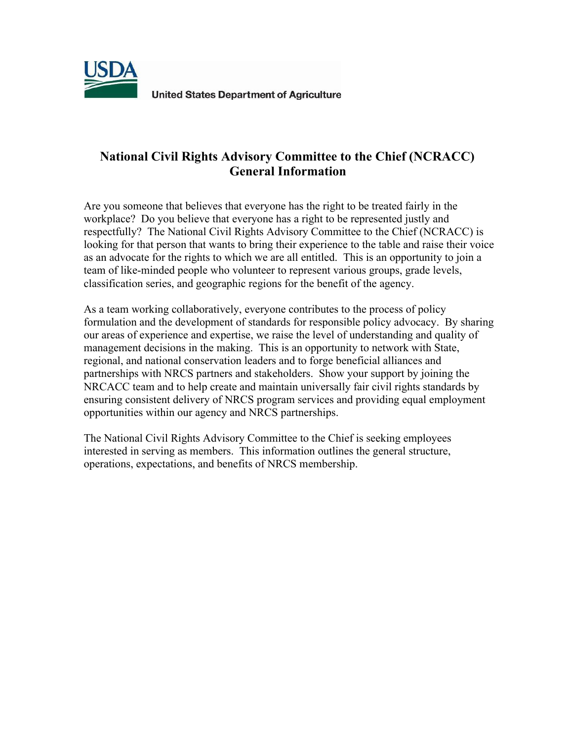USDA

United States Department of Agriculture

# National Civil Rights Advisory Committee to the Chief (NCRACC) General Information

Are you someone that believes that everyone has the right to be treated fairly in the workplace? Do you believe that everyone has a right to be represented justly and respectfully? The National Civil Rights Advisory Committee to the Chief (NCRACC) is looking for that person that wants to bring their experience to the table and raise their voice as an advocate for the rights to which we are all entitled. This is an opportunity to join a team of like-minded people who volunteer to represent various groups, grade levels, classification series, and geographic regions for the benefit of the agency.

As a team working collaboratively, everyone contributes to the process of policy formulation and the development of standards for responsible policy advocacy. By sharing our areas of experience and expertise, we raise the level of understanding and quality of management decisions in the making. This is an opportunity to network with State, regional, and national conservation leaders and to forge beneficial alliances and partnerships with NRCS partners and stakeholders. Show your support by joining the NRCACC team and to help create and maintain universally fair civil rights standards by ensuring consistent delivery of NRCS program services and providing equal employment opportunities within our agency and NRCS partnerships.

The National Civil Rights Advisory Committee to the Chief is seeking employees interested in serving as members. This information outlines the general structure, operations, expectations, and benefits of NRCS membership.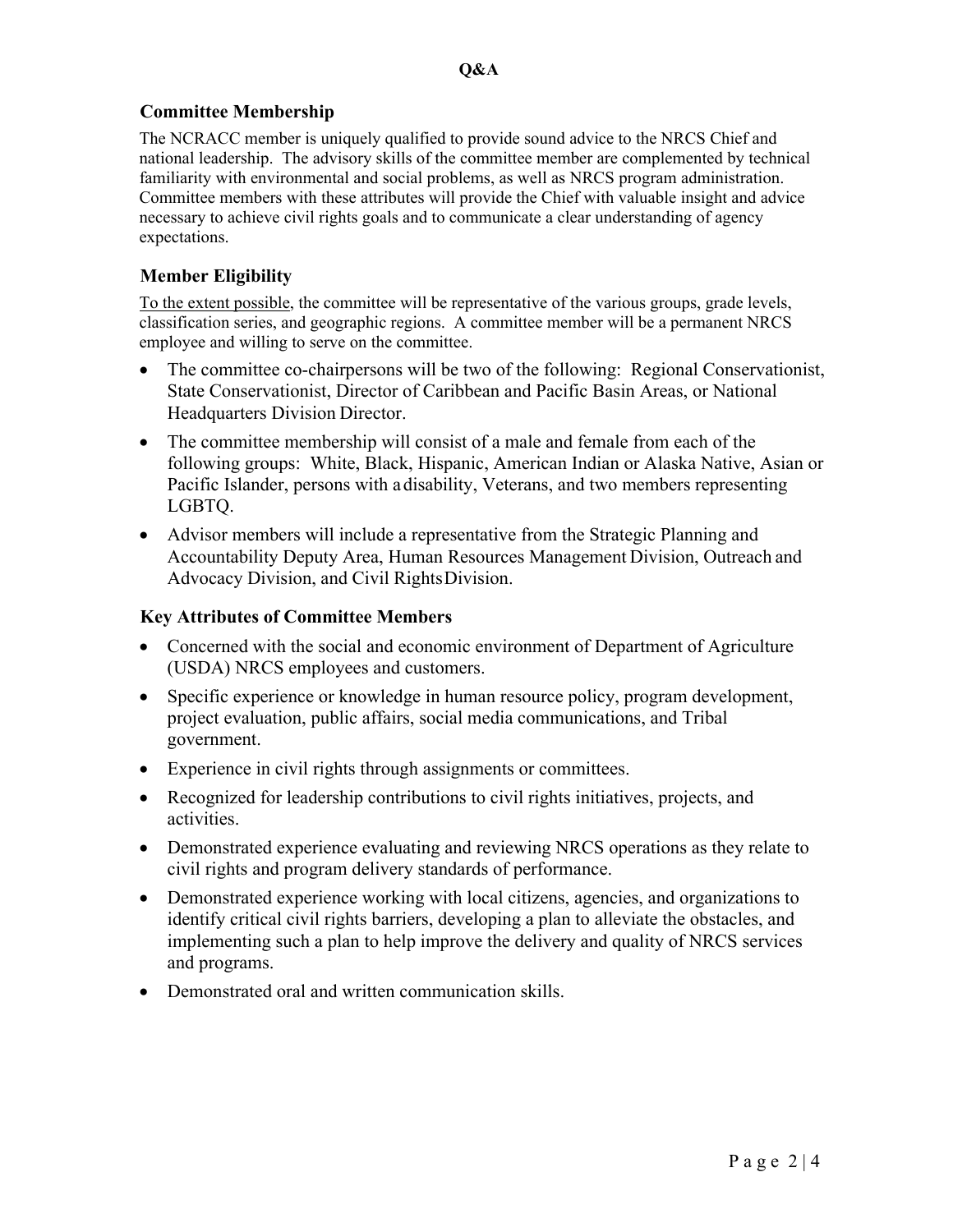**Q&A**

### Committee Membership

The NCRACC member is uniquely qualified to provide sound advice to the NRCS Chief and national leadership. The advisory skills of the committee member are complemented by technical familiarity with environmental and social problems, as well as NRCS program administration. Committee members with these attributes will provide the Chief with valuable insight and advice necessary to achieve civil rights goals and to communicate a clear understanding of agency expectations.

### Member Eligibility

<u>To the extent possible</u>, the committee will be representative of the various groups, grade levels, classification series, and geographic regions. A committee member will be a permanent NRCS employee and willing to serve on the committee.

- The committee co-chairpersons will be two of the following: Regional Conservationist, State Conservationist, Director of Caribbean and Pacific Basin Areas, or National Headquarters Division Director.
- The committee membership will consist of a male and female from each of the following groups: White, Black, Hispanic, American Indian or Alaska Native, Asian or Pacific Islander, persons with a disability, Veterans, and two members representing LGBTQ.
- Advisor members will include a representative from the Strategic Planning and Accountability Deputy Area, Human Resources Management Division, Outreach and Advocacy Division, and Civil Rights Division.

### Key Attributes of Committee Members

- Concerned with the social and economic environment of Department of Agriculture (USDA) NRCS employees and customers.
- Specific experience or knowledge in human resource policy, program development, project evaluation, public affairs, social media communications, and Tribal government.
- Experience in civil rights through assignments or committees.
- Recognized for leadership contributions to civil rights initiatives, projects, and activities.
- Demonstrated experience evaluating and reviewing NRCS operations as they relate to civil rights and program delivery standards of performance.
- Demonstrated experience working with local citizens, agencies, and organizations to identify critical civil rights barriers, developing a plan to alleviate the obstacles, and implementing such a plan to help improve the delivery and quality of NRCS services and programs.
- Demonstrated oral and written communication skills.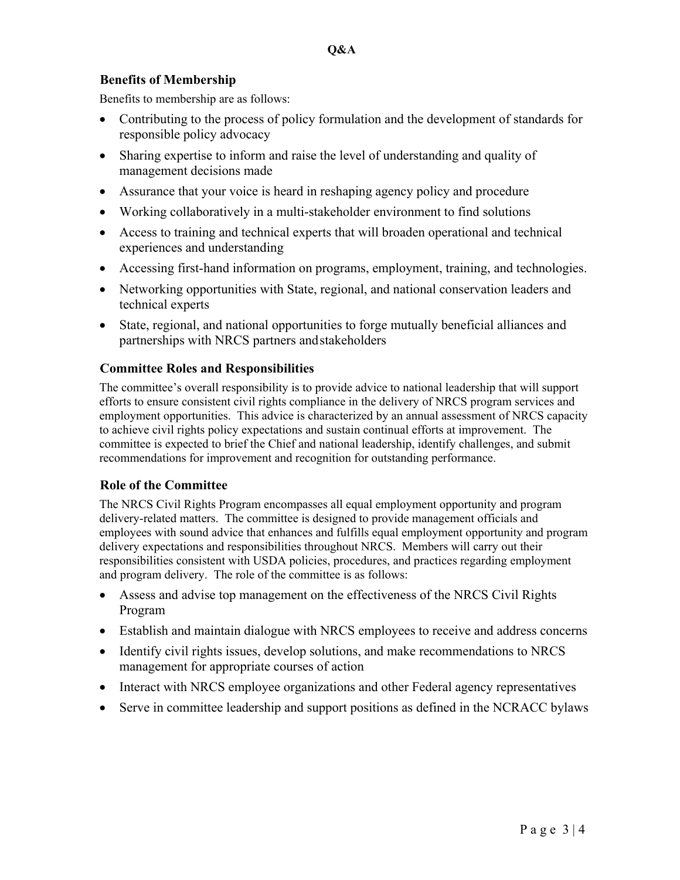**Q&A**

### Benefits of Membership

Benefits to membership are as follows:

- Contributing to the process of policy formulation and the development of standards for responsible policy advocacy
- Sharing expertise to inform and raise the level of understanding and quality of management decisions made
- Assurance that your voice is heard in reshaping agency policy and procedure
- Working collaboratively in a multi-stakeholder environment to find solutions
- Access to training and technical experts that will broaden operational and technical experiences and understanding
- Accessing first-hand information on programs, employment, training, and technologies.
- Networking opportunities with State, regional, and national conservation leaders and technical experts
- State, regional, and national opportunities to forge mutually beneficial alliances and partnerships with NRCS partners and stakeholders

### Committee Roles and Responsibilities

The committee's overall responsibility is to provide advice to national leadership that will support efforts to ensure consistent civil rights compliance in the delivery of NRCS program services and employment opportunities. This advice is characterized by an annual assessment of NRCS capacity to achieve civil rights policy expectations and sustain continual efforts at improvement. The committee is expected to brief the Chief and national leadership, identify challenges, and submit recommendations for improvement and recognition for outstanding performance.

### Role of the Committee

The NRCS Civil Rights Program encompasses all equal employment opportunity and program delivery-related matters. The committee is designed to provide management officials and employees with sound advice that enhances and fulfills equal employment opportunity and program delivery expectations and responsibilities throughout NRCS. Members will carry out their responsibilities consistent with USDA policies, procedures, and practices regarding employment and program delivery. The role of the committee is as follows:

- Assess and advise top management on the effectiveness of the NRCS Civil Rights Program
- Establish and maintain dialogue with NRCS employees to receive and address concerns
- Identify civil rights issues, develop solutions, and make recommendations to NRCS management for appropriate courses of action
- Interact with NRCS employee organizations and other Federal agency representatives
- Serve in committee leadership and support positions as defined in the NCRACC bylaws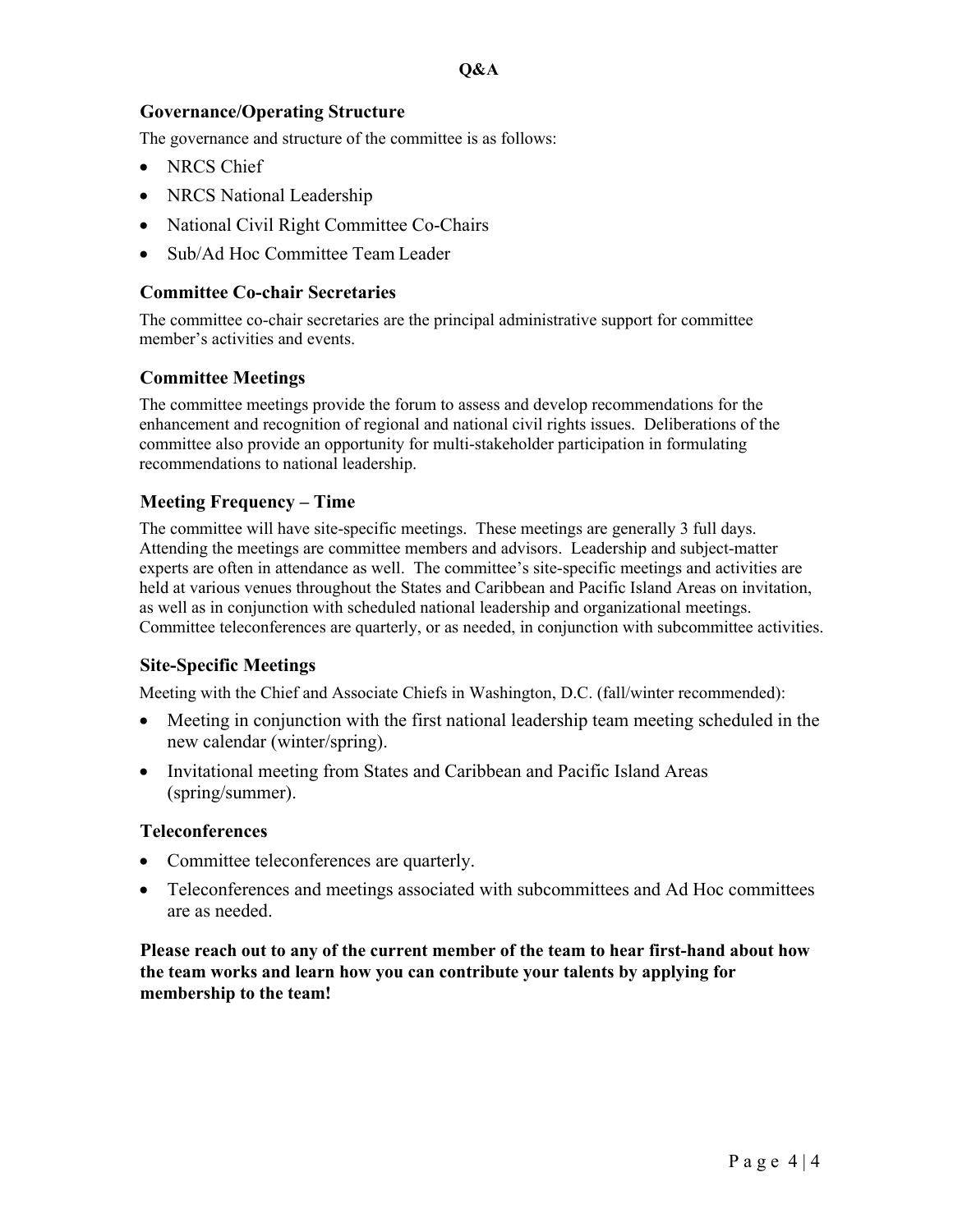**Q&A**

### Governance/Operating Structure

The governance and structure of the committee is as follows:

- NRCS Chief
- NRCS National Leadership
- National Civil Right Committee Co-Chairs
- Sub/Ad Hoc Committee Team Leader

### Committee Co-chair Secretaries

The committee co-chair secretaries are the principal administrative support for committee member's activities and events.

### Committee Meetings

The committee meetings provide the forum to assess and develop recommendations for the enhancement and recognition of regional and national civil rights issues. Deliberations of the committee also provide an opportunity for multi-stakeholder participation in formulating recommendations to national leadership.

### Meeting Frequency – Time

The committee will have site-specific meetings. These meetings are generally 3 full days. Attending the meetings are committee members and advisors. Leadership and subject-matter experts are often in attendance as well. The committee's site-specific meetings and activities are held at various venues throughout the States and Caribbean and Pacific Island Areas on invitation, as well as in conjunction with scheduled national leadership and organizational meetings. Committee teleconferences are quarterly, or as needed, in conjunction with subcommittee activities.

### Site-Specific Meetings

Meeting with the Chief and Associate Chiefs in Washington, D.C. (fall/winter recommended):

- Meeting in conjunction with the first national leadership team meeting scheduled in the new calendar (winter/spring).
- Invitational meeting from States and Caribbean and Pacific Island Areas (spring/summer).

### Teleconferences

- Committee teleconferences are quarterly.
- Teleconferences and meetings associated with subcommittees and Ad Hoc committees are as needed.

**Please reach out to any of the current member of the team to hear first-hand about how the team works and learn how you can contribute your talents by applying for membership to the team!**